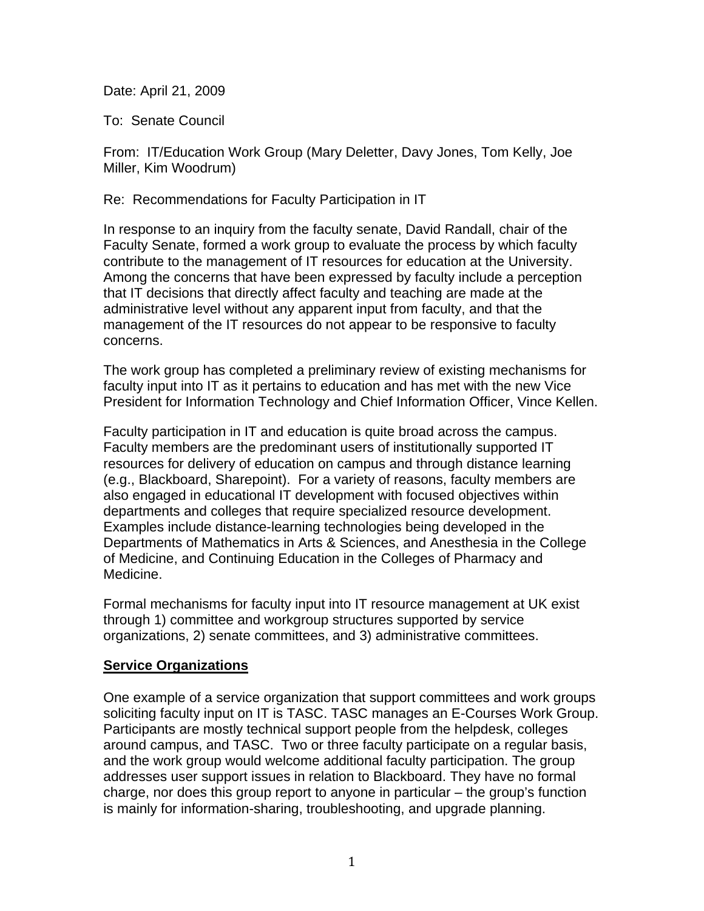Date: April 21, 2009

To: Senate Council

From: IT/Education Work Group (Mary Deletter, Davy Jones, Tom Kelly, Joe Miller, Kim Woodrum)

Re: Recommendations for Faculty Participation in IT

In response to an inquiry from the faculty senate, David Randall, chair of the Faculty Senate, formed a work group to evaluate the process by which faculty contribute to the management of IT resources for education at the University. Among the concerns that have been expressed by faculty include a perception that IT decisions that directly affect faculty and teaching are made at the administrative level without any apparent input from faculty, and that the management of the IT resources do not appear to be responsive to faculty concerns.

The work group has completed a preliminary review of existing mechanisms for faculty input into IT as it pertains to education and has met with the new Vice President for Information Technology and Chief Information Officer, Vince Kellen.

Faculty participation in IT and education is quite broad across the campus. Faculty members are the predominant users of institutionally supported IT resources for delivery of education on campus and through distance learning (e.g., Blackboard, Sharepoint). For a variety of reasons, faculty members are also engaged in educational IT development with focused objectives within departments and colleges that require specialized resource development. Examples include distance-learning technologies being developed in the Departments of Mathematics in Arts & Sciences, and Anesthesia in the College of Medicine, and Continuing Education in the Colleges of Pharmacy and Medicine.

Formal mechanisms for faculty input into IT resource management at UK exist through 1) committee and workgroup structures supported by service organizations, 2) senate committees, and 3) administrative committees.

## Service Organizations

One example of a service organization that support committees and work groups soliciting faculty input on IT is TASC. TASC manages an E-Courses Work Group. Participants are mostly technical support people from the helpdesk, colleges around campus, and TASC. Two or three faculty participate on a regular basis, and the work group would welcome additional faculty participation. The group addresses user support issues in relation to Blackboard. They have no formal charge, nor does this group report to anyone in particular – the group's function is mainly for information-sharing, troubleshooting, and upgrade planning.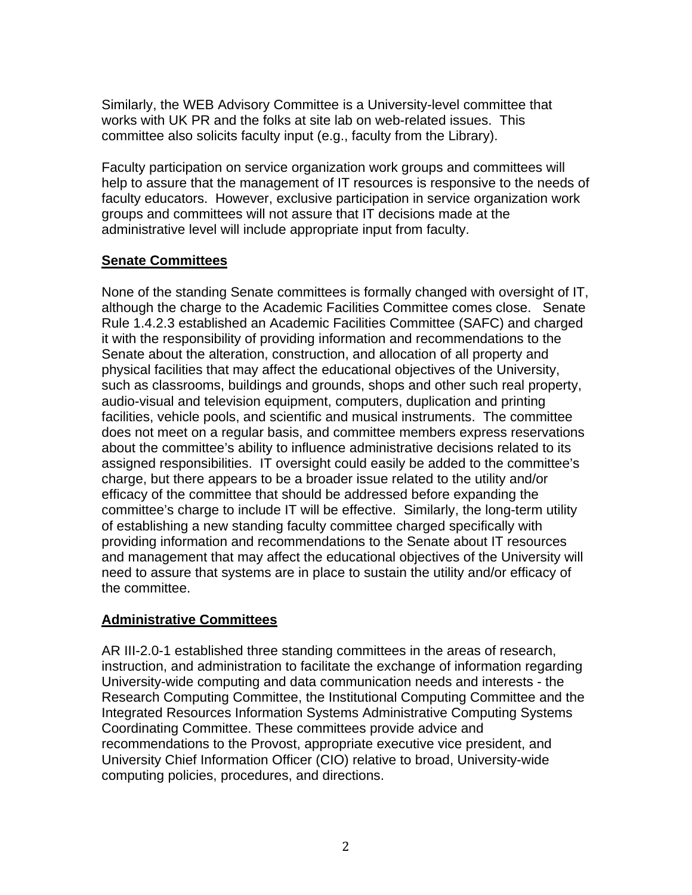Similarly, the WEB Advisory Committee is a University-level committee that works with UK PR and the folks at site lab on web-related issues. This committee also solicits faculty input (e.g., faculty from the Library).

Faculty participation on service organization work groups and committees will help to assure that the management of IT resources is responsive to the needs of faculty educators. However, exclusive participation in service organization work groups and committees will not assure that IT decisions made at the administrative level will include appropriate input from faculty.

## Senate Committees

None of the standing Senate committees is formally changed with oversight of IT, although the charge to the Academic Facilities Committee comes close. Senate Rule 1.4.2.3 established an Academic Facilities Committee (SAFC) and charged it with the responsibility of providing information and recommendations to the Senate about the alteration, construction, and allocation of all property and physical facilities that may affect the educational objectives of the University, such as classrooms, buildings and grounds, shops and other such real property, audio-visual and television equipment, computers, duplication and printing facilities, vehicle pools, and scientific and musical instruments. The committee does not meet on a regular basis, and committee members express reservations about the committee's ability to influence administrative decisions related to its assigned responsibilities. IT oversight could easily be added to the committee's charge, but there appears to be a broader issue related to the utility and/or efficacy of the committee that should be addressed before expanding the committee's charge to include IT will be effective. Similarly, the long-term utility of establishing a new standing faculty committee charged specifically with providing information and recommendations to the Senate about IT resources and management that may affect the educational objectives of the University will need to assure that systems are in place to sustain the utility and/or efficacy of the committee.

## Administrative Committees

AR III-2.0-1 established three standing committees in the areas of research, instruction, and administration to facilitate the exchange of information regarding University-wide computing and data communication needs and interests - the Research Computing Committee, the Institutional Computing Committee and the Integrated Resources Information Systems Administrative Computing Systems Coordinating Committee. These committees provide advice and recommendations to the Provost, appropriate executive vice president, and University Chief Information Officer (CIO) relative to broad, University-wide computing policies, procedures, and directions.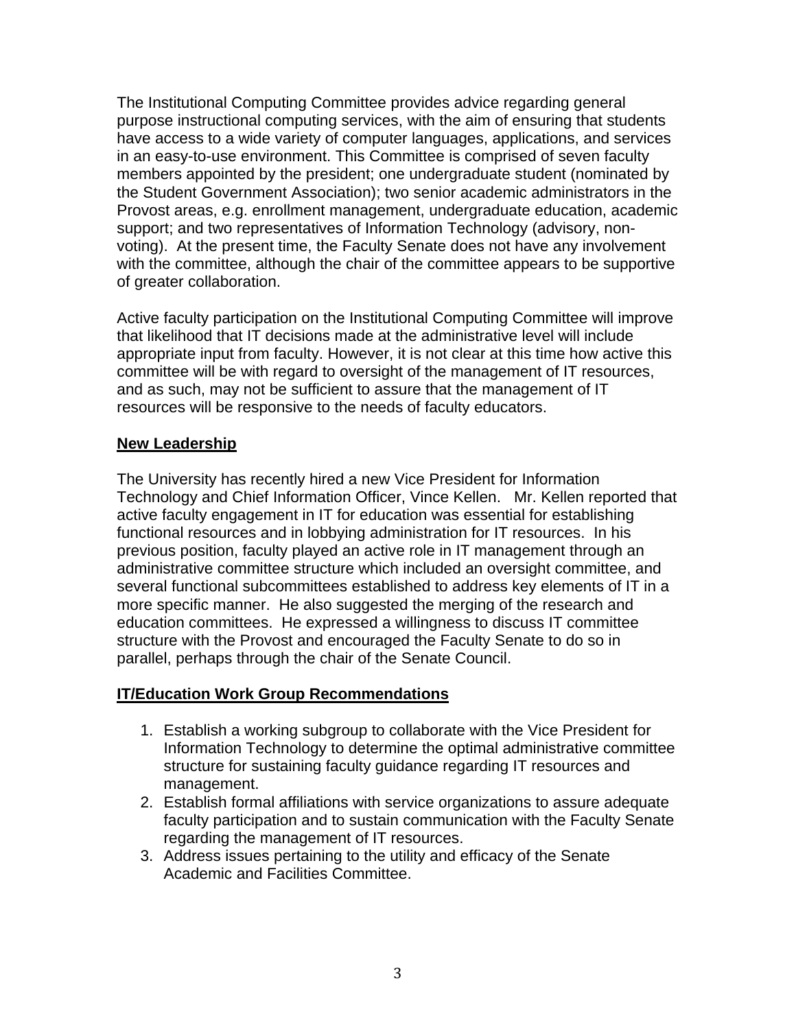The Institutional Computing Committee provides advice regarding general purpose instructional computing services, with the aim of ensuring that students have access to a wide variety of computer languages, applications, and services in an easy-to-use environment. This Committee is comprised of seven faculty members appointed by the president; one undergraduate student (nominated by the Student Government Association); two senior academic administrators in the Provost areas, e.g. enrollment management, undergraduate education, academic support; and two representatives of Information Technology (advisory, non-voting). At the present time, the Faculty Senate does not have any involvement with the committee, although the chair of the committee appears to be supportive of greater collaboration.

Active faculty participation on the Institutional Computing Committee will improve that likelihood that IT decisions made at the administrative level will include appropriate input from faculty. However, it is not clear at this time how active this committee will be with regard to oversight of the management of IT resources, and as such, may not be sufficient to assure that the management of IT resources will be responsive to the needs of faculty educators.

## New Leadership

The University has recently hired a new Vice President for Information Technology and Chief Information Officer, Vince Kellen. Mr. Kellen reported that active faculty engagement in IT for education was essential for establishing functional resources and in lobbying administration for IT resources. In his previous position, faculty played an active role in IT management through an administrative committee structure which included an oversight committee, and several functional subcommittees established to address key elements of IT in a more specific manner. He also suggested the merging of the research and education committees. He expressed a willingness to discuss IT committee structure with the Provost and encouraged the Faculty Senate to do so in parallel, perhaps through the chair of the Senate Council.

## IT/Education Work Group Recommendations

1. Establish a working subgroup to collaborate with the Vice President for Information Technology to determine the optimal administrative committee structure for sustaining faculty guidance regarding IT resources and management.
2. Establish formal affiliations with service organizations to assure adequate faculty participation and to sustain communication with the Faculty Senate regarding the management of IT resources.
3. Address issues pertaining to the utility and efficacy of the Senate Academic and Facilities Committee.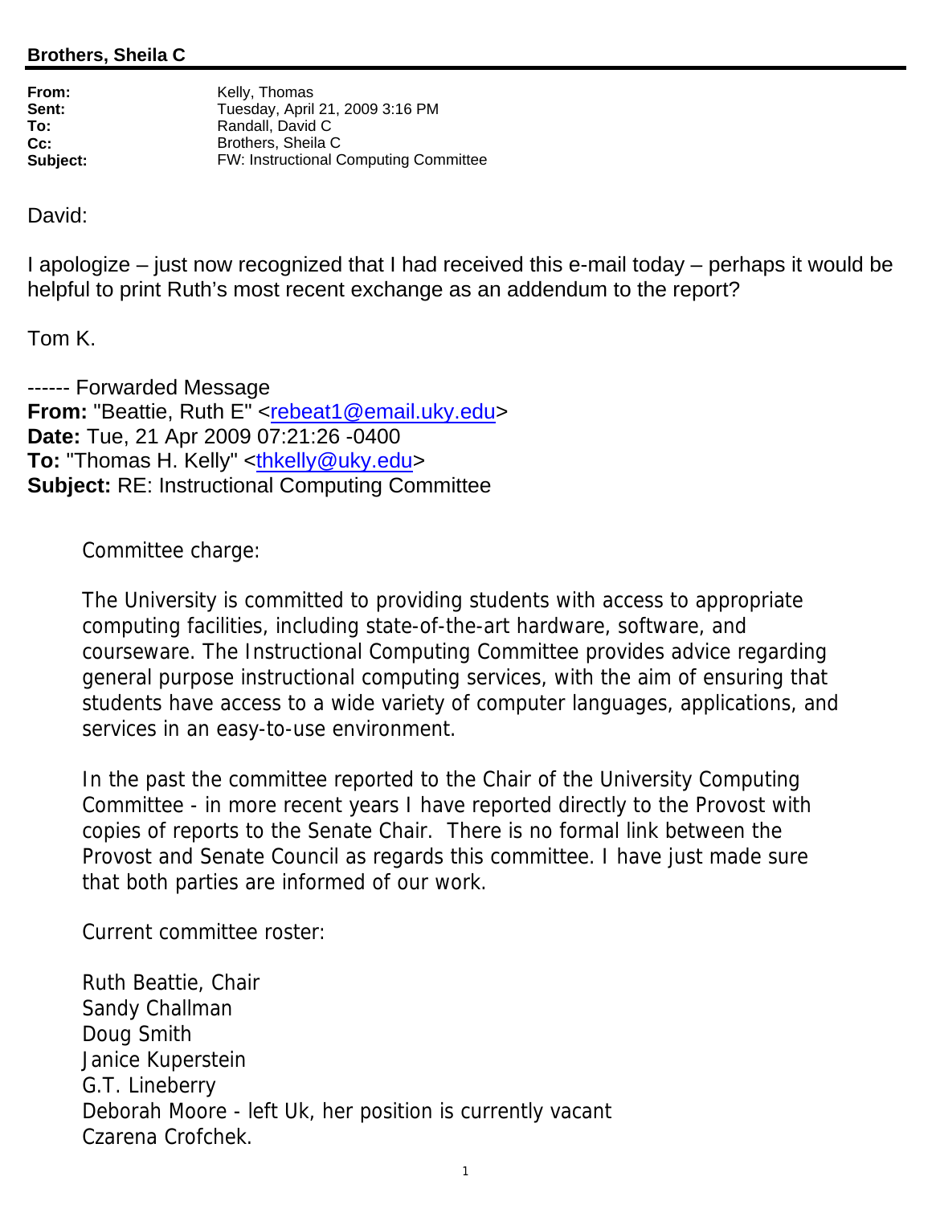**Brothers, Sheila C**

---

**From:** Kelly, Thomas
**Sent:** Tuesday, April 21, 2009 3:16 PM
**To:** Randall, David C
**Cc:** Brothers, Sheila C
**Subject:** FW: Instructional Computing Committee

David:

I apologize – just now recognized that I had received this e-mail today – perhaps it would be helpful to print Ruth's most recent exchange as an addendum to the report?

Tom K.

------ Forwarded Message
**From:** "Beattie, Ruth E" <rebeat1@email.uky.edu>
**Date:** Tue, 21 Apr 2009 07:21:26 -0400
**To:** "Thomas H. Kelly" <thkelly@uky.edu>
**Subject:** RE: Instructional Computing Committee

Committee charge:

The University is committed to providing students with access to appropriate computing facilities, including state-of-the-art hardware, software, and courseware. The Instructional Computing Committee provides advice regarding general purpose instructional computing services, with the aim of ensuring that students have access to a wide variety of computer languages, applications, and services in an easy-to-use environment.

In the past the committee reported to the Chair of the University Computing Committee - in more recent years I have reported directly to the Provost with copies of reports to the Senate Chair. There is no formal link between the Provost and Senate Council as regards this committee. I have just made sure that both parties are informed of our work.

Current committee roster:

Ruth Beattie, Chair
Sandy Challman
Doug Smith
Janice Kuperstein
G.T. Lineberry
Deborah Moore - left Uk, her position is currently vacant
Czarena Crofchek.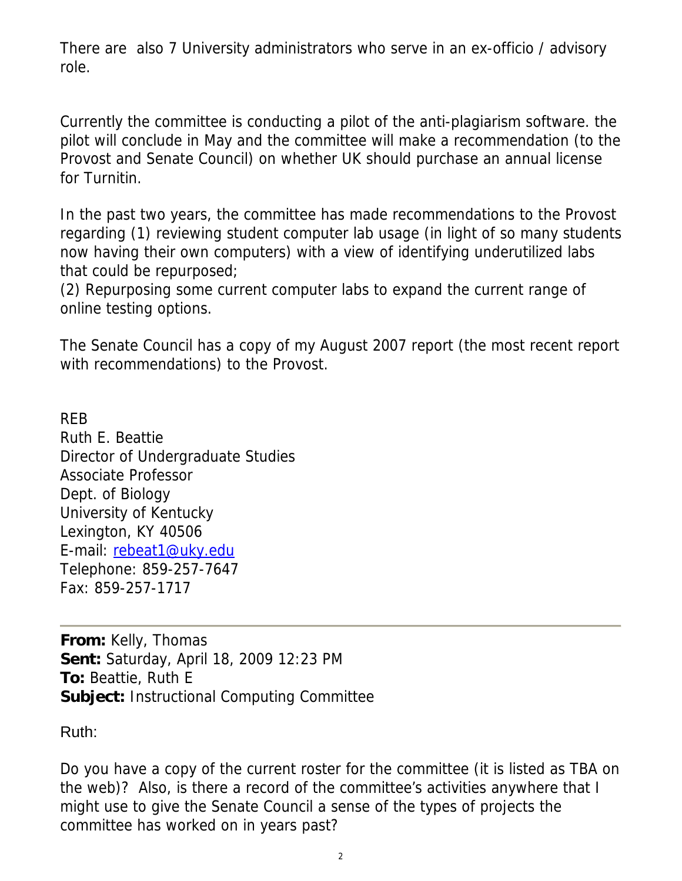There are also 7 University administrators who serve in an ex-officio / advisory role.

Currently the committee is conducting a pilot of the anti-plagiarism software. the pilot will conclude in May and the committee will make a recommendation (to the Provost and Senate Council) on whether UK should purchase an annual license for Turnitin.

In the past two years, the committee has made recommendations to the Provost regarding (1) reviewing student computer lab usage (in light of so many students now having their own computers) with a view of identifying underutilized labs that could be repurposed;
(2) Repurposing some current computer labs to expand the current range of online testing options.

The Senate Council has a copy of my August 2007 report (the most recent report with recommendations) to the Provost.

REB
Ruth E. Beattie
Director of Undergraduate Studies
Associate Professor
Dept. of Biology
University of Kentucky
Lexington, KY 40506
E-mail: rebeat1@uky.edu
Telephone: 859-257-7647
Fax: 859-257-1717

---

**From:** Kelly, Thomas
**Sent:** Saturday, April 18, 2009 12:23 PM
**To:** Beattie, Ruth E
**Subject:** Instructional Computing Committee

Ruth:

Do you have a copy of the current roster for the committee (it is listed as TBA on the web)? Also, is there a record of the committee's activities anywhere that I might use to give the Senate Council a sense of the types of projects the committee has worked on in years past?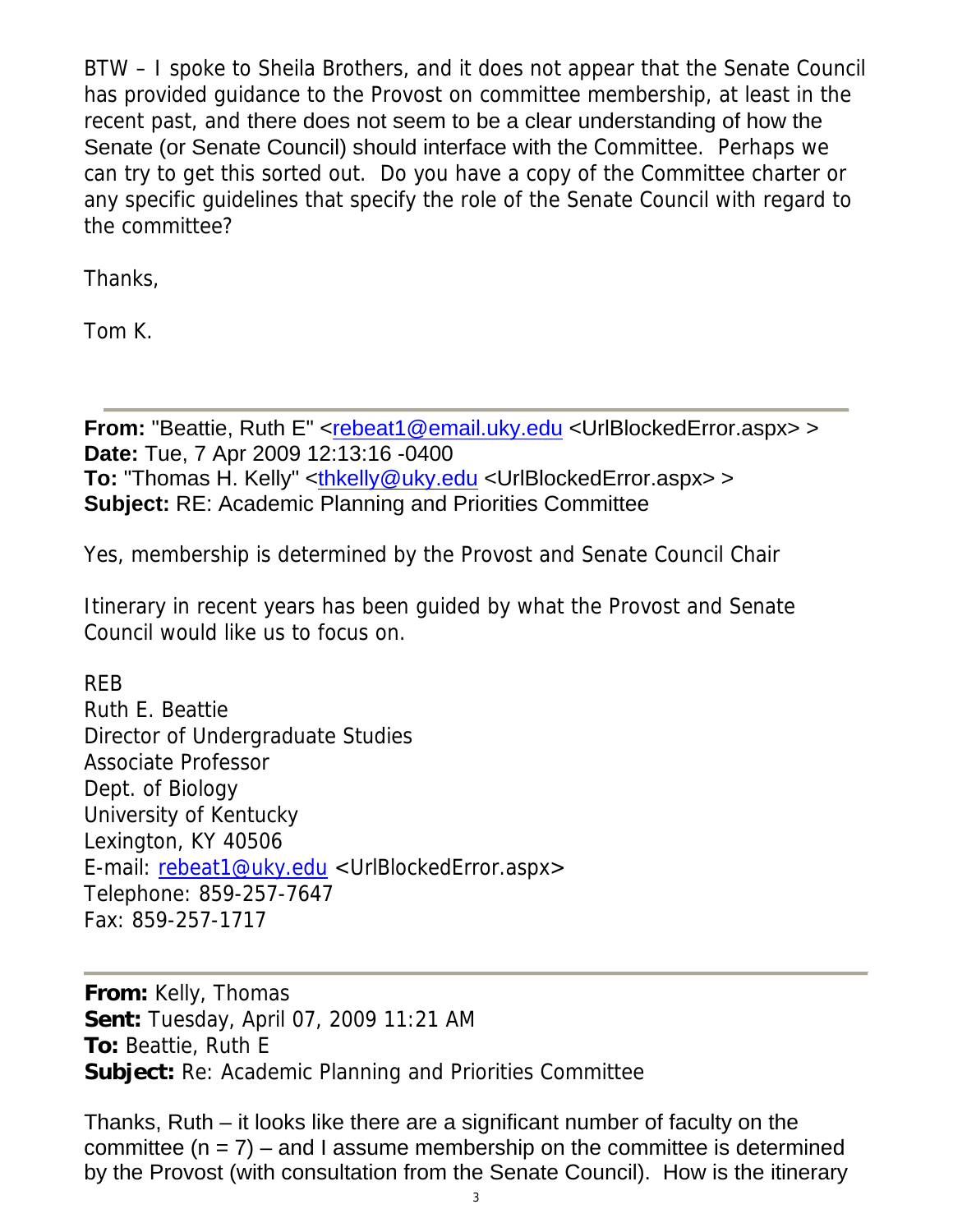BTW – I spoke to Sheila Brothers, and it does not appear that the Senate Council has provided guidance to the Provost on committee membership, at least in the recent past, and there does not seem to be a clear understanding of how the Senate (or Senate Council) should interface with the Committee. Perhaps we can try to get this sorted out. Do you have a copy of the Committee charter or any specific guidelines that specify the role of the Senate Council with regard to the committee?

Thanks,

Tom K.

---

**From:** "Beattie, Ruth E" <rebeat1@email.uky.edu <UrlBlockedError.aspx> >
**Date:** Tue, 7 Apr 2009 12:13:16 -0400
**To:** "Thomas H. Kelly" <thkelly@uky.edu <UrlBlockedError.aspx> >
**Subject:** RE: Academic Planning and Priorities Committee

Yes, membership is determined by the Provost and Senate Council Chair

Itinerary in recent years has been guided by what the Provost and Senate Council would like us to focus on.

REB
Ruth E. Beattie
Director of Undergraduate Studies
Associate Professor
Dept. of Biology
University of Kentucky
Lexington, KY 40506
E-mail: rebeat1@uky.edu <UrlBlockedError.aspx>
Telephone: 859-257-7647
Fax: 859-257-1717

---

**From:** Kelly, Thomas
**Sent:** Tuesday, April 07, 2009 11:21 AM
**To:** Beattie, Ruth E
**Subject:** Re: Academic Planning and Priorities Committee

Thanks, Ruth – it looks like there are a significant number of faculty on the committee (n = 7) – and I assume membership on the committee is determined by the Provost (with consultation from the Senate Council). How is the itinerary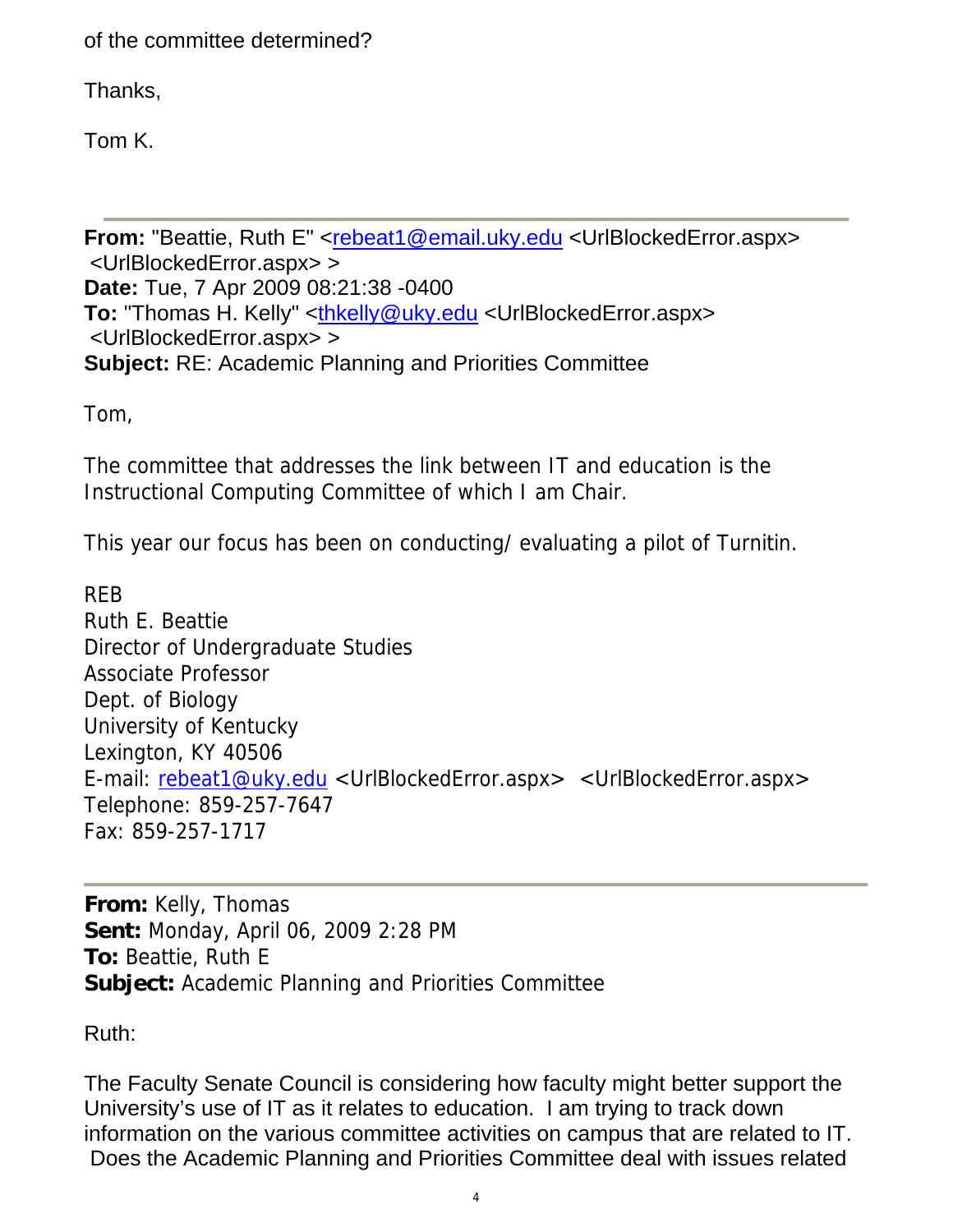of the committee determined?

Thanks,

Tom K.

---

**From:** "Beattie, Ruth E" <rebeat1@email.uky.edu <UrlBlockedError.aspx> <UrlBlockedError.aspx> >
**Date:** Tue, 7 Apr 2009 08:21:38 -0400
**To:** "Thomas H. Kelly" <thkelly@uky.edu <UrlBlockedError.aspx> <UrlBlockedError.aspx> >
**Subject:** RE: Academic Planning and Priorities Committee

Tom,

The committee that addresses the link between IT and education is the Instructional Computing Committee of which I am Chair.

This year our focus has been on conducting/ evaluating a pilot of Turnitin.

REB
Ruth E. Beattie
Director of Undergraduate Studies
Associate Professor
Dept. of Biology
University of Kentucky
Lexington, KY 40506
E-mail: rebeat1@uky.edu <UrlBlockedError.aspx> <UrlBlockedError.aspx>
Telephone: 859-257-7647
Fax: 859-257-1717

---

**From:** Kelly, Thomas
**Sent:** Monday, April 06, 2009 2:28 PM
**To:** Beattie, Ruth E
**Subject:** Academic Planning and Priorities Committee

Ruth:

The Faculty Senate Council is considering how faculty might better support the University's use of IT as it relates to education. I am trying to track down information on the various committee activities on campus that are related to IT. Does the Academic Planning and Priorities Committee deal with issues related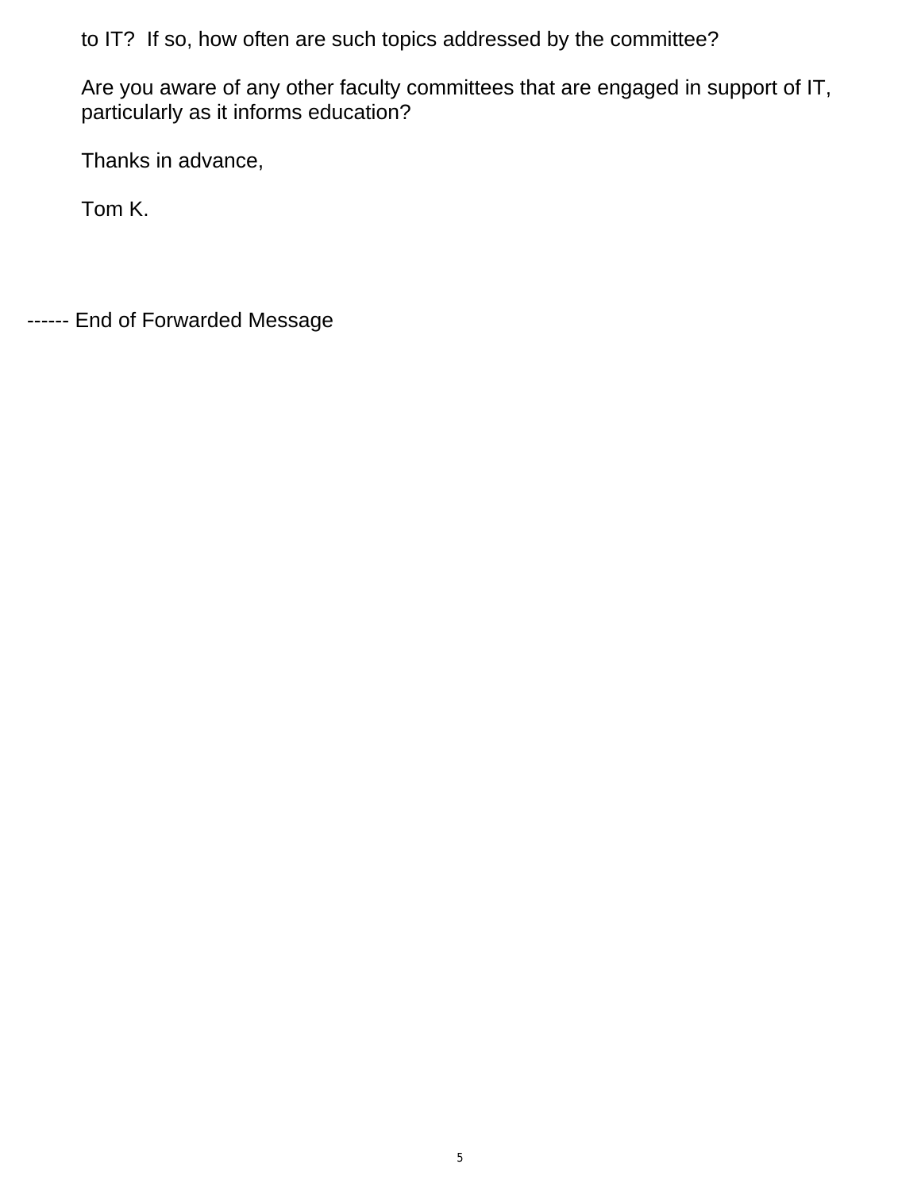to IT?  If so, how often are such topics addressed by the committee?

Are you aware of any other faculty committees that are engaged in support of IT, particularly as it informs education?

Thanks in advance,

Tom K.

------ End of Forwarded Message